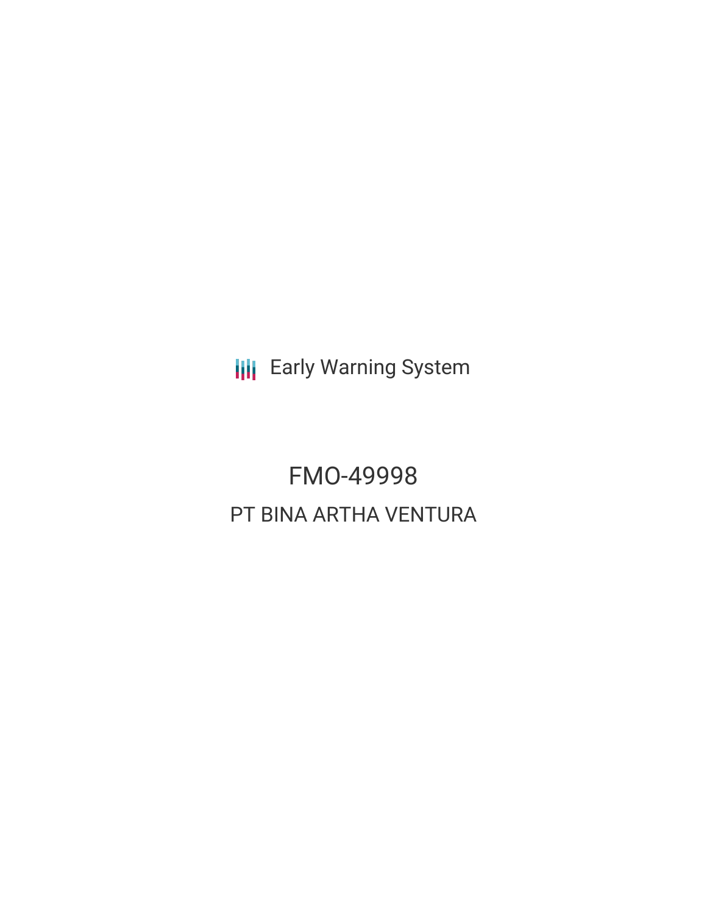Early Warning System

# FMO-49998

## PT BINA ARTHA VENTURA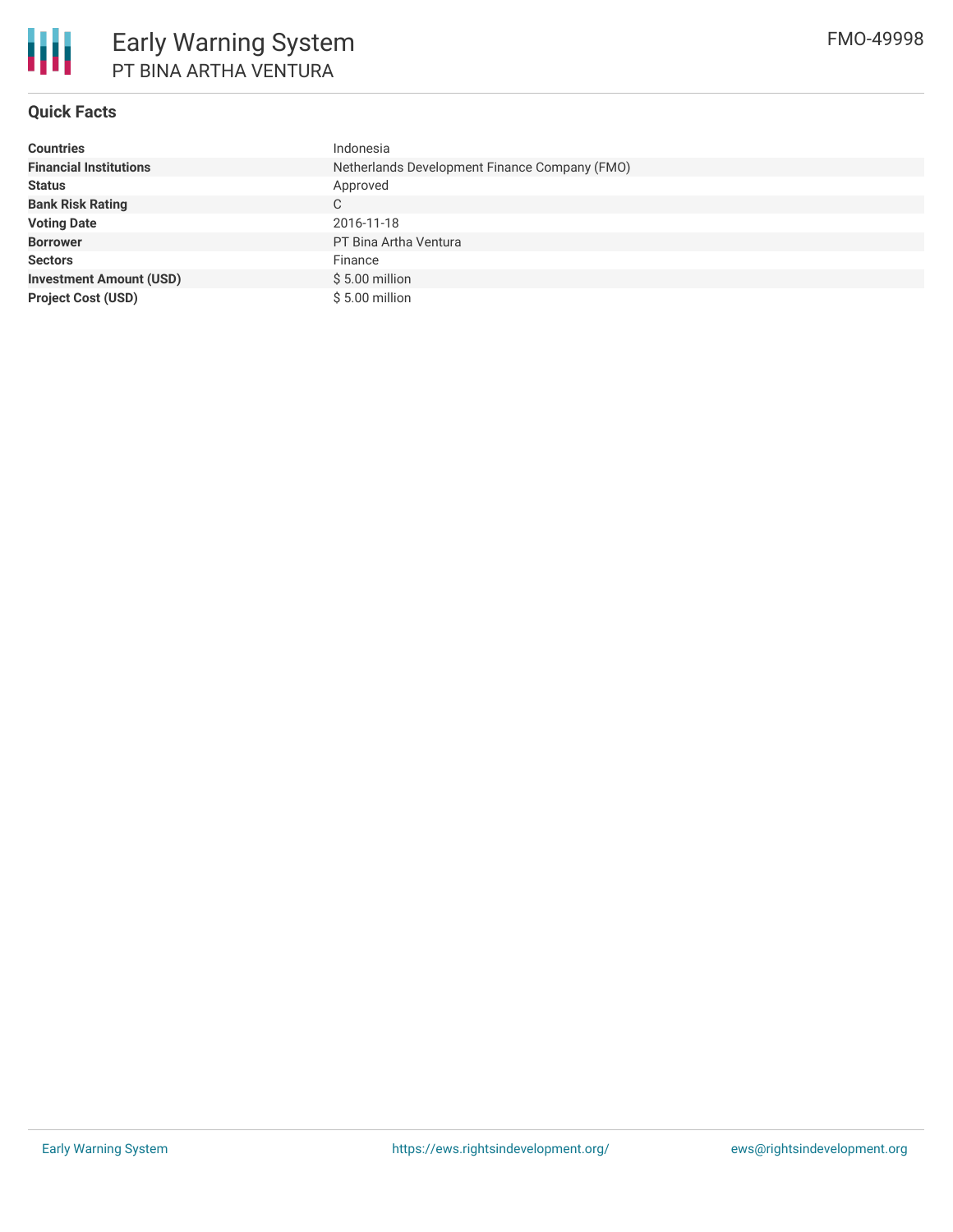# Early Warning System

## PT BINA ARTHA VENTURA

FMO-49998

### Quick Facts

| | |
|---|---|
| **Countries** | Indonesia |
| **Financial Institutions** | Netherlands Development Finance Company (FMO) |
| **Status** | Approved |
| **Bank Risk Rating** | C |
| **Voting Date** | 2016-11-18 |
| **Borrower** | PT Bina Artha Ventura |
| **Sectors** | Finance |
| **Investment Amount (USD)** | $ 5.00 million |
| **Project Cost (USD)** | $ 5.00 million |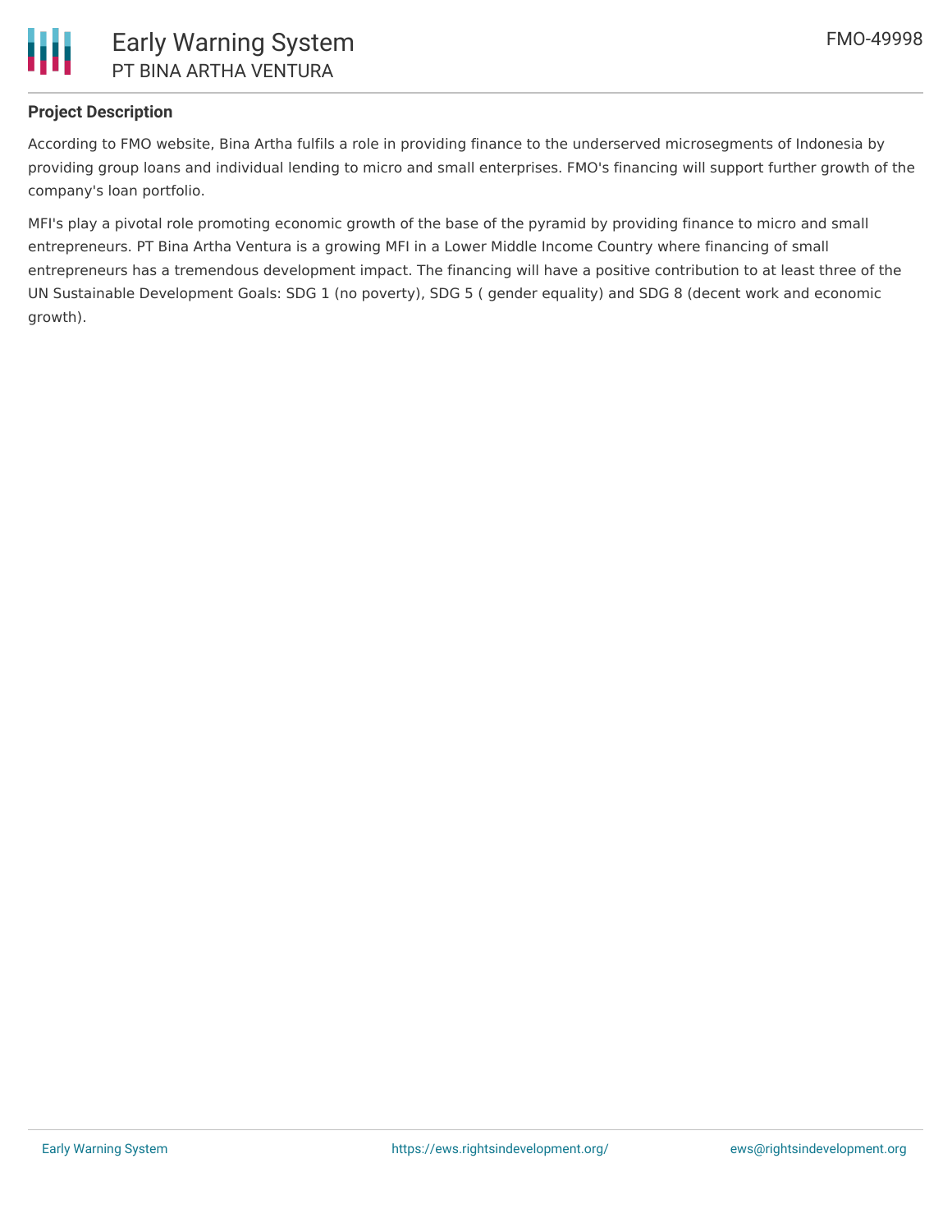### Project Description

According to FMO website, Bina Artha fulfils a role in providing finance to the underserved microsegments of Indonesia by providing group loans and individual lending to micro and small enterprises. FMO's financing will support further growth of the company's loan portfolio.

MFI's play a pivotal role promoting economic growth of the base of the pyramid by providing finance to micro and small entrepreneurs. PT Bina Artha Ventura is a growing MFI in a Lower Middle Income Country where financing of small entrepreneurs has a tremendous development impact. The financing will have a positive contribution to at least three of the UN Sustainable Development Goals: SDG 1 (no poverty), SDG 5 ( gender equality) and SDG 8 (decent work and economic growth).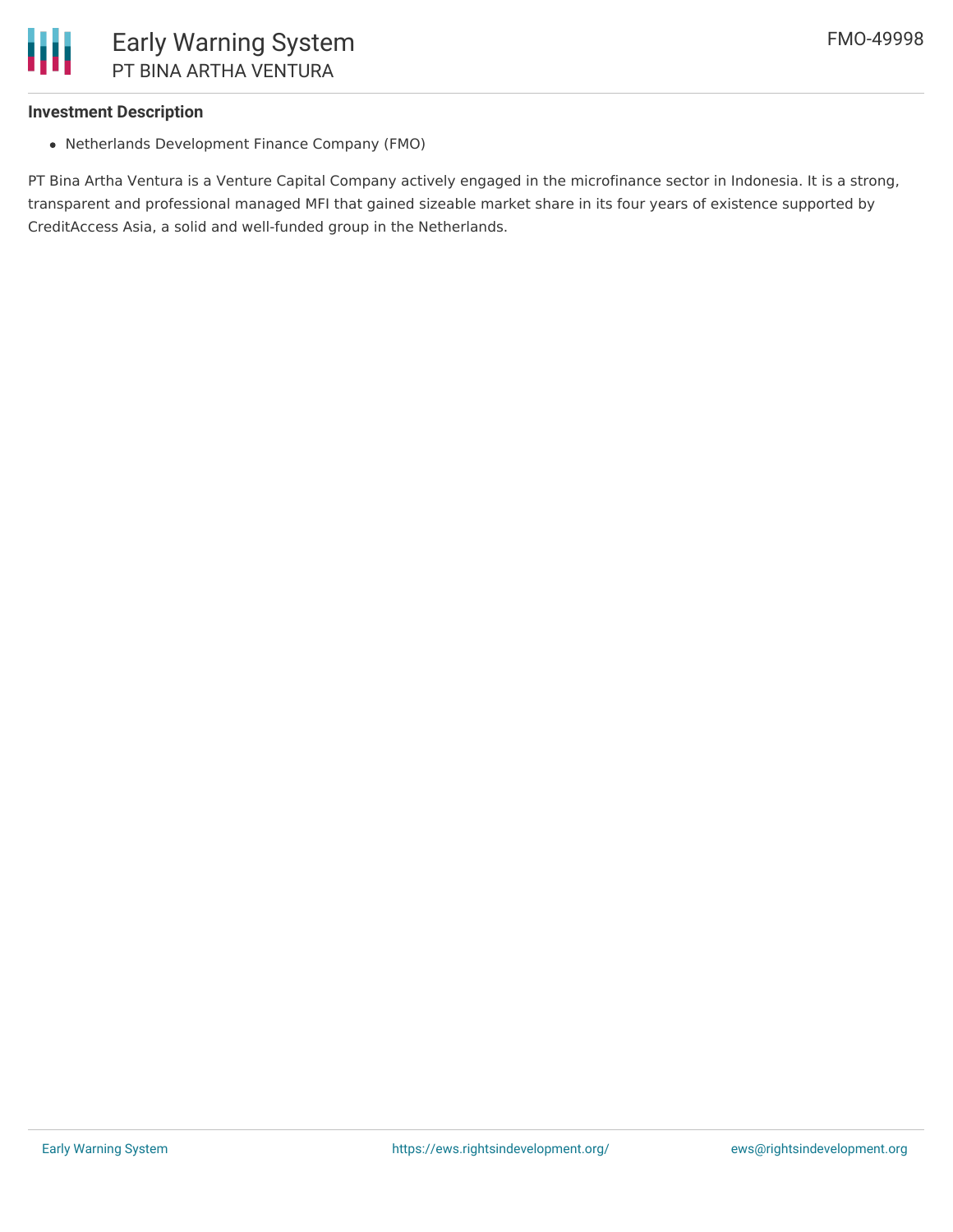### Investment Description

- Netherlands Development Finance Company (FMO)

PT Bina Artha Ventura is a Venture Capital Company actively engaged in the microfinance sector in Indonesia. It is a strong, transparent and professional managed MFI that gained sizeable market share in its four years of existence supported by CreditAccess Asia, a solid and well-funded group in the Netherlands.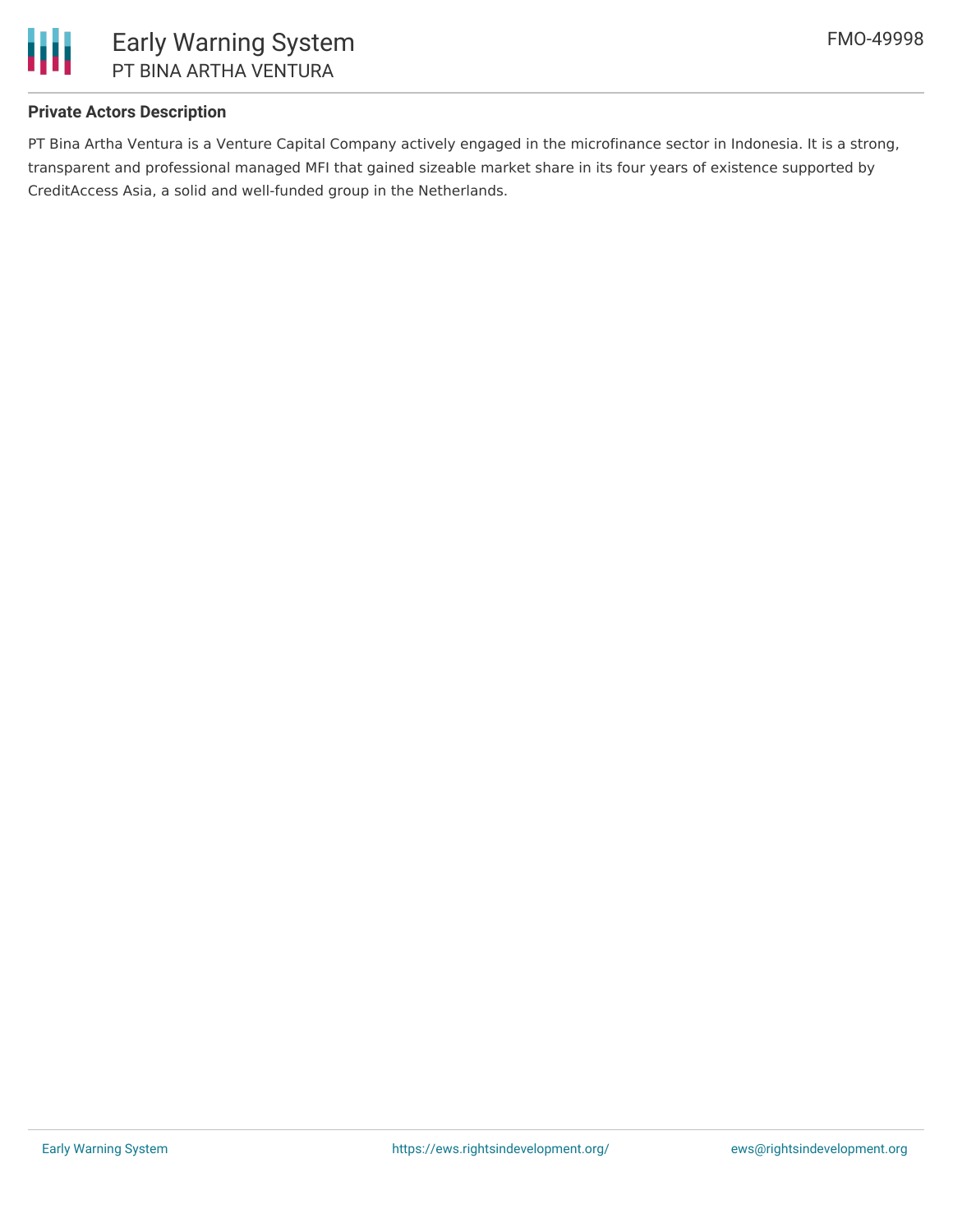**Private Actors Description**

PT Bina Artha Ventura is a Venture Capital Company actively engaged in the microfinance sector in Indonesia. It is a strong, transparent and professional managed MFI that gained sizeable market share in its four years of existence supported by CreditAccess Asia, a solid and well-funded group in the Netherlands.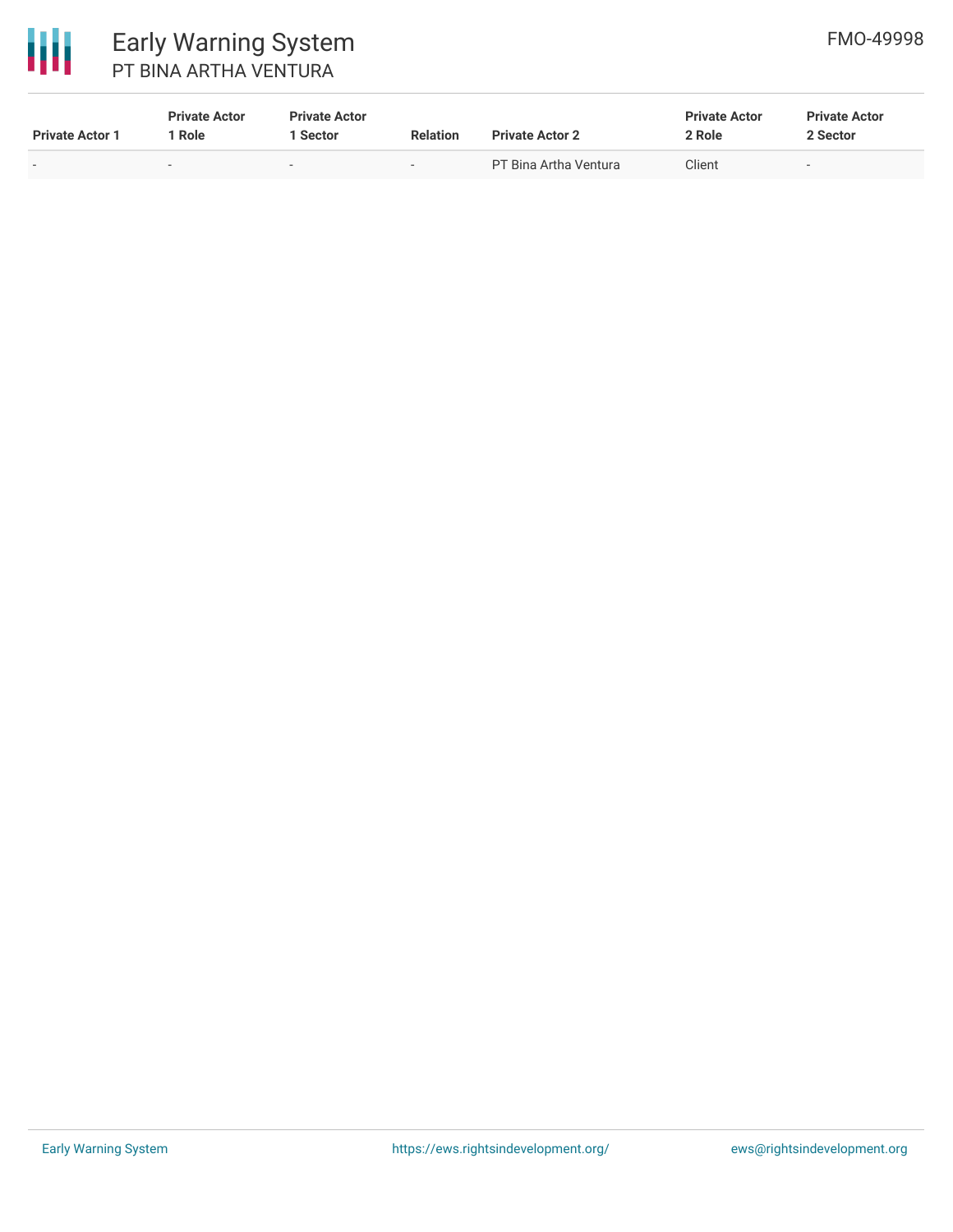| Private Actor 1 | Private Actor 1 Role | Private Actor 1 Sector | Relation | Private Actor 2 | Private Actor 2 Role | Private Actor 2 Sector |
|---|---|---|---|---|---|---|
| - | - | - | - | PT Bina Artha Ventura | Client | - |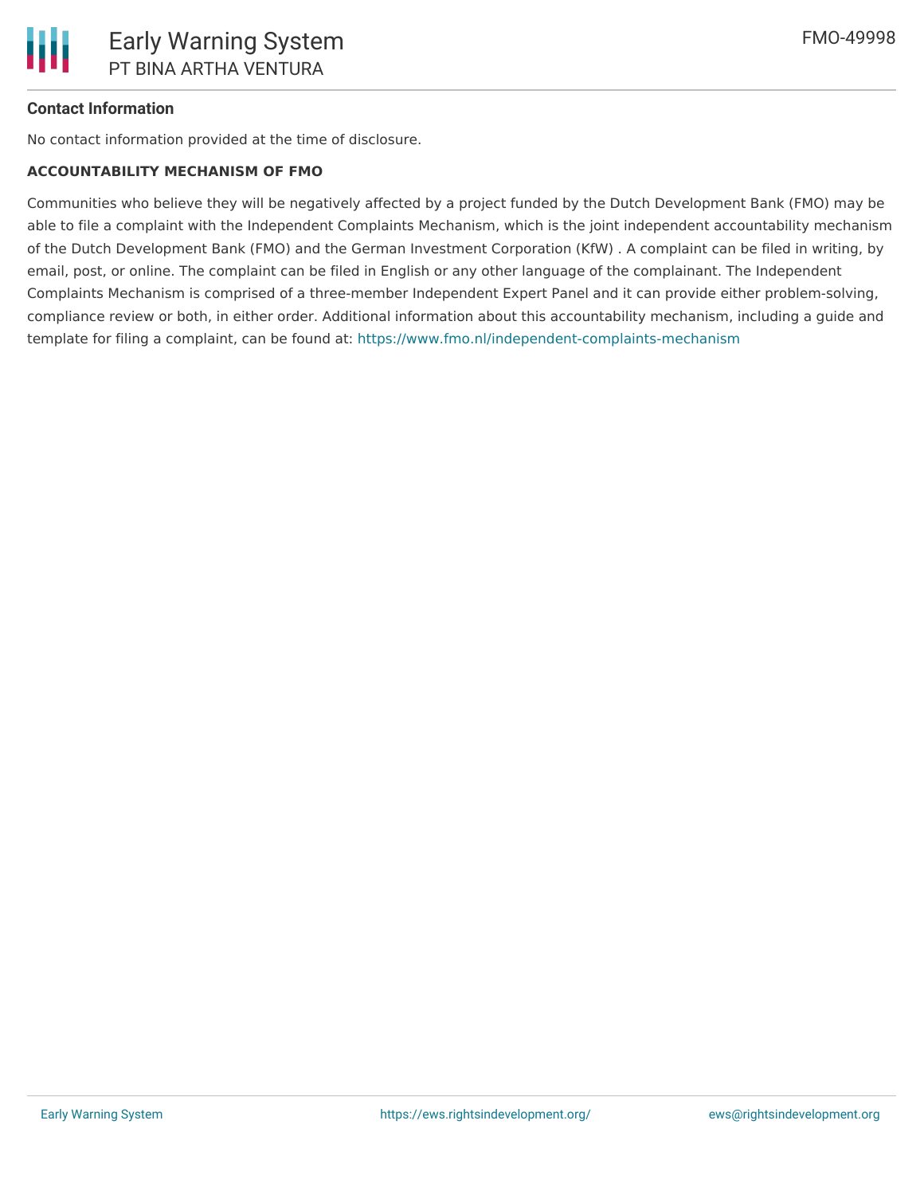#### Contact Information

No contact information provided at the time of disclosure.

**ACCOUNTABILITY MECHANISM OF FMO**

Communities who believe they will be negatively affected by a project funded by the Dutch Development Bank (FMO) may be able to file a complaint with the Independent Complaints Mechanism, which is the joint independent accountability mechanism of the Dutch Development Bank (FMO) and the German Investment Corporation (KfW) . A complaint can be filed in writing, by email, post, or online. The complaint can be filed in English or any other language of the complainant. The Independent Complaints Mechanism is comprised of a three-member Independent Expert Panel and it can provide either problem-solving, compliance review or both, in either order. Additional information about this accountability mechanism, including a guide and template for filing a complaint, can be found at: https://www.fmo.nl/independent-complaints-mechanism